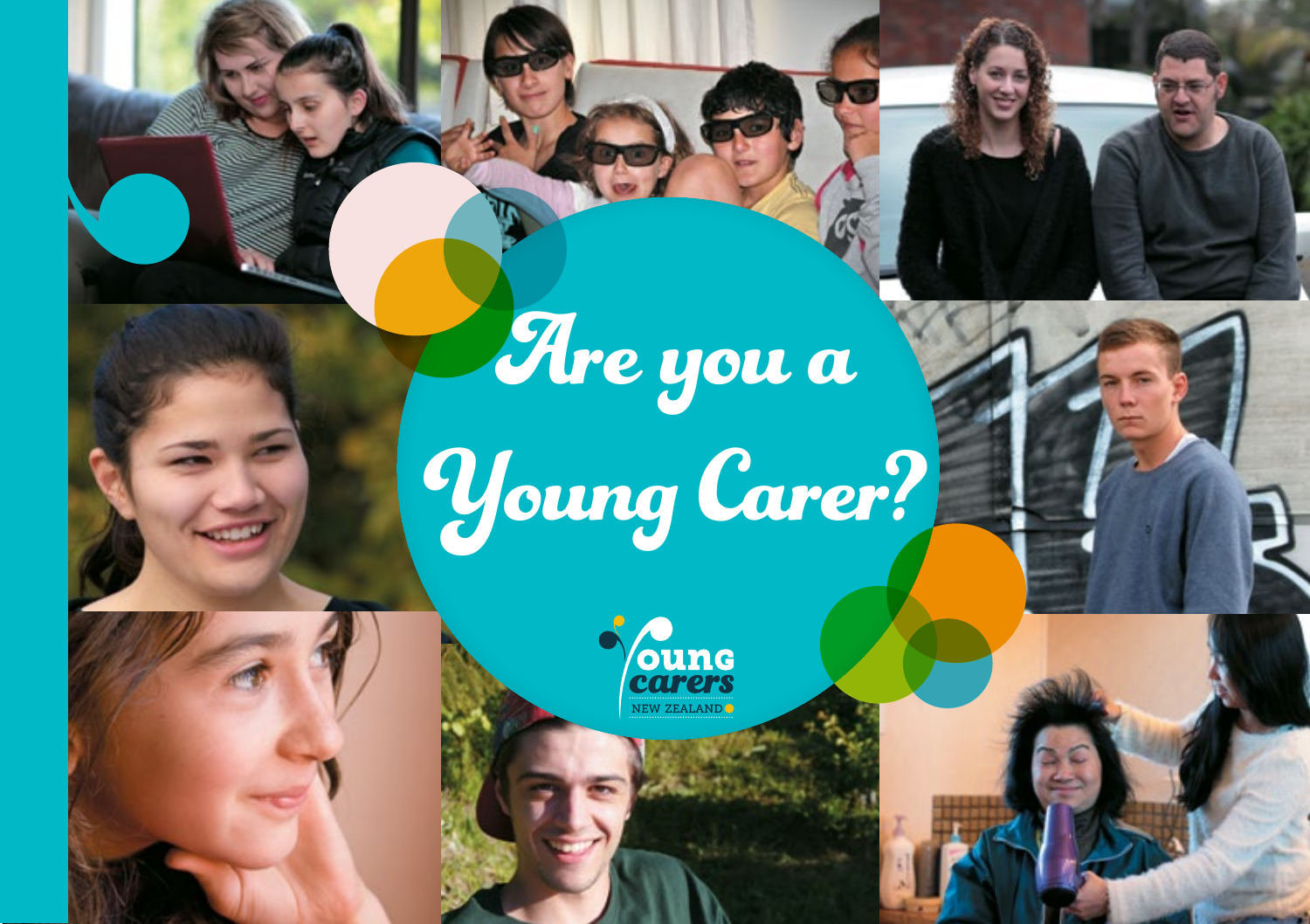# Are you a Young Carer?

Young carers NEW ZEALAND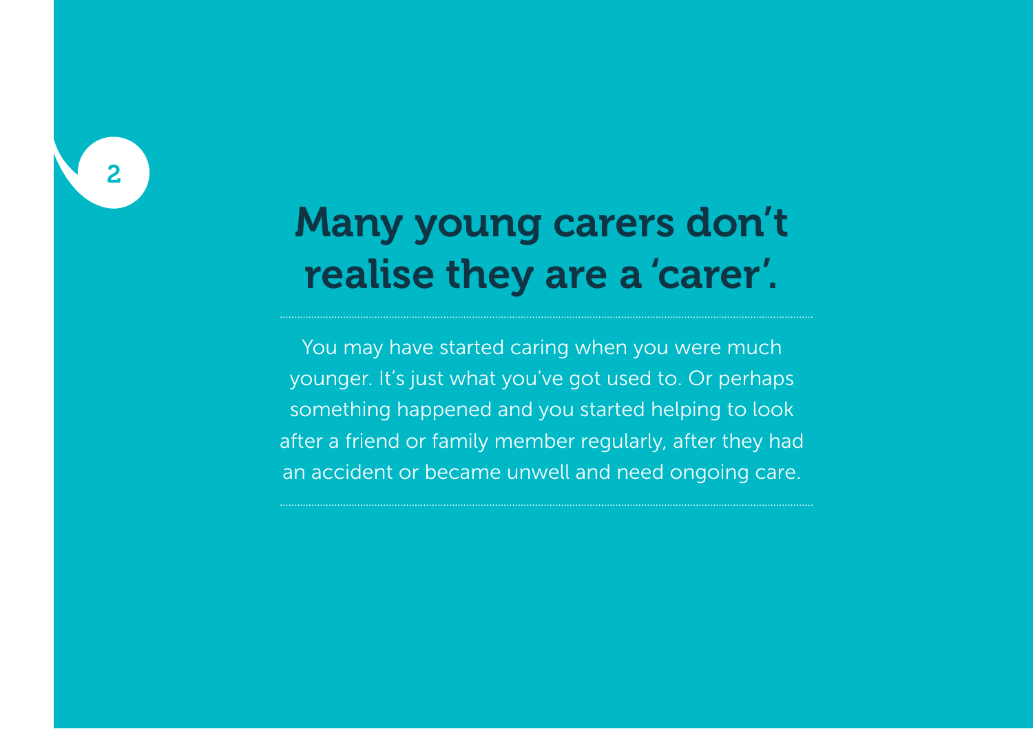# Many young carers don't realise they are a 'carer'.

You may have started caring when you were much younger. It's just what you've got used to. Or perhaps something happened and you started helping to look after a friend or family member regularly, after they had an accident or became unwell and need ongoing care.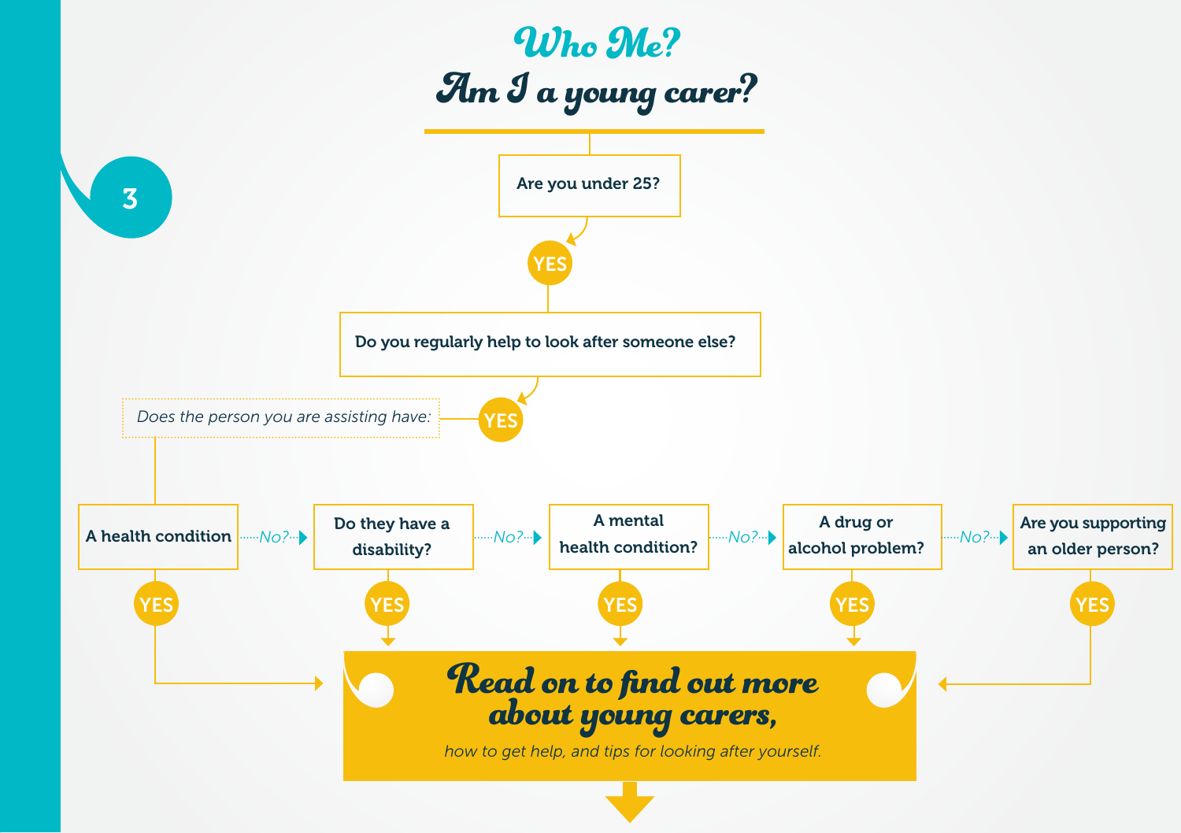# Who Me?

## Am I a young carer?

**Are you under 25?**

YES

**Do you regularly help to look after someone else?**

YES

*Does the person you are assisting have:*

- **A health condition** — YES → Read on. No? →
- **Do they have a disability?** — YES → Read on. No? →
- **A mental health condition?** — YES → Read on. No? →
- **A drug or alcohol problem?** — YES → Read on. No? →
- **Are you supporting an older person?** — YES → Read on.

## Read on to find out more about young carers,

*how to get help, and tips for looking after yourself.*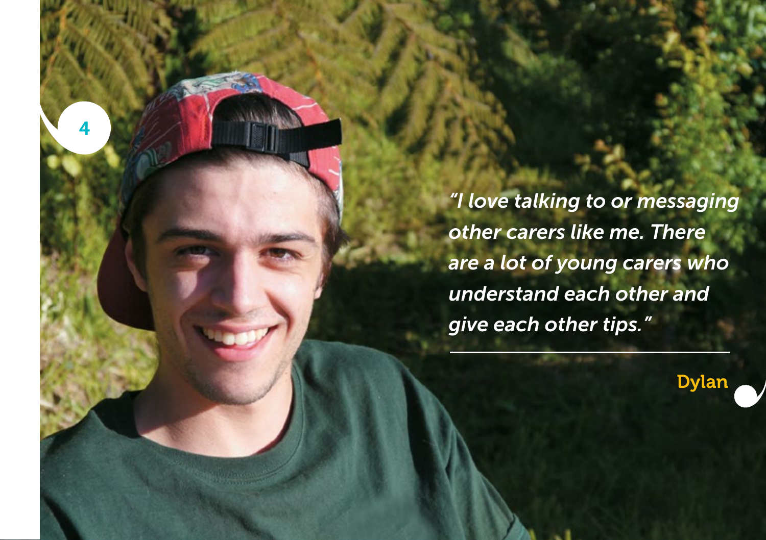*"I love talking to or messaging other carers like me. There are a lot of young carers who understand each other and give each other tips."*

Dylan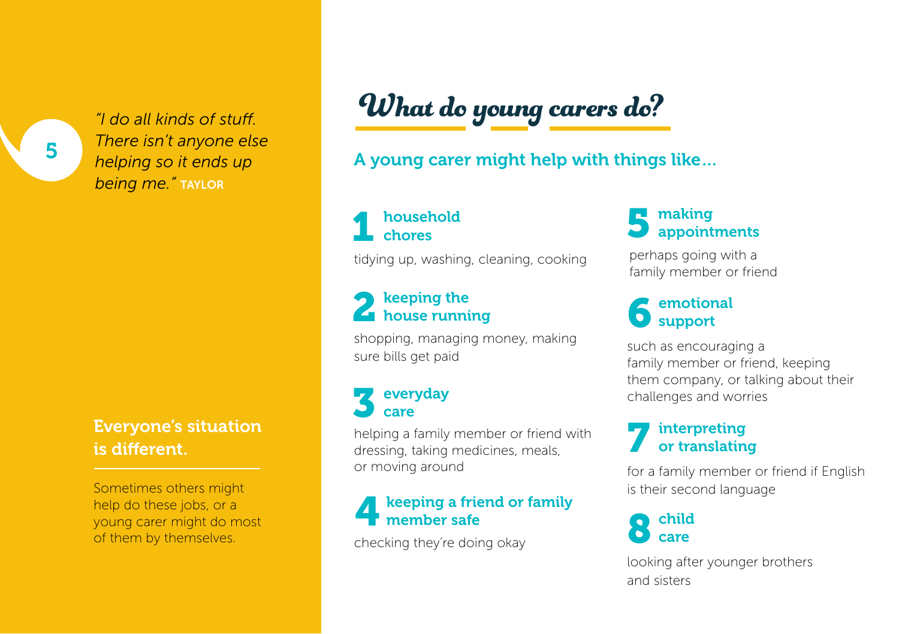*"I do all kinds of stuff. There isn't anyone else helping so it ends up being me."* TAYLOR

**Everyone's situation is different.**

Sometimes others might help do these jobs, or a young carer might do most of them by themselves.

# What do young carers do?

## A young carer might help with things like...

### 1 household chores

tidying up, washing, cleaning, cooking

### 2 keeping the house running

shopping, managing money, making sure bills get paid

### 3 everyday care

helping a family member or friend with dressing, taking medicines, meals, or moving around

### 4 keeping a friend or family member safe

checking they're doing okay

### 5 making appointments

perhaps going with a family member or friend

### 6 emotional support

such as encouraging a family member or friend, keeping them company, or talking about their challenges and worries

### 7 interpreting or translating

for a family member or friend if English is their second language

### 8 child care

looking after younger brothers and sisters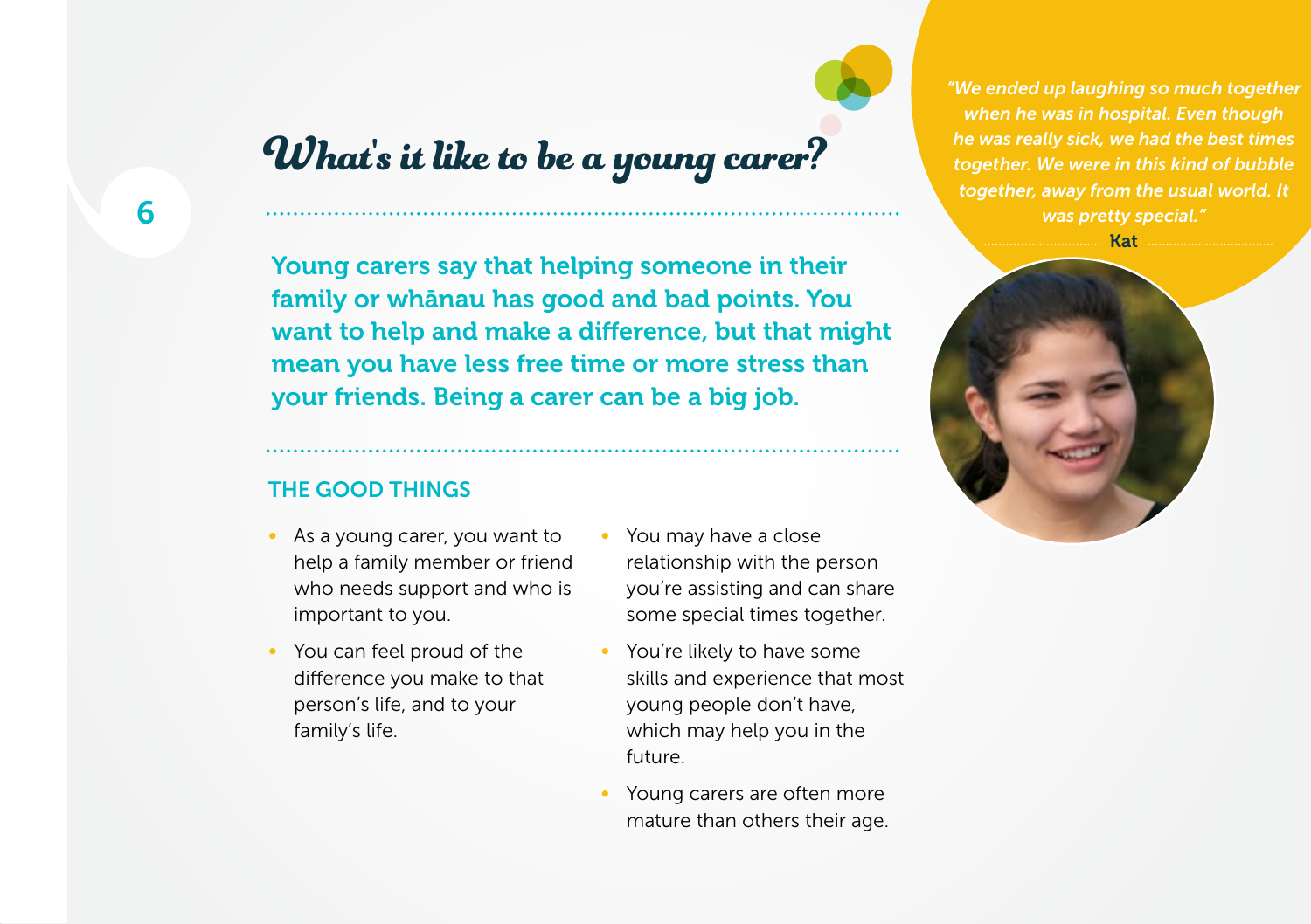# What's it like to be a young carer?

**Young carers say that helping someone in their family or whānau has good and bad points. You want to help and make a difference, but that might mean you have less free time or more stress than your friends. Being a carer can be a big job.**

## THE GOOD THINGS

- As a young carer, you want to help a family member or friend who needs support and who is important to you.
- You can feel proud of the difference you make to that person's life, and to your family's life.
- You may have a close relationship with the person you're assisting and can share some special times together.
- You're likely to have some skills and experience that most young people don't have, which may help you in the future.
- Young carers are often more mature than others their age.

*"We ended up laughing so much together when he was in hospital. Even though he was really sick, we had the best times together. We were in this kind of bubble together, away from the usual world. It was pretty special."*

**Kat**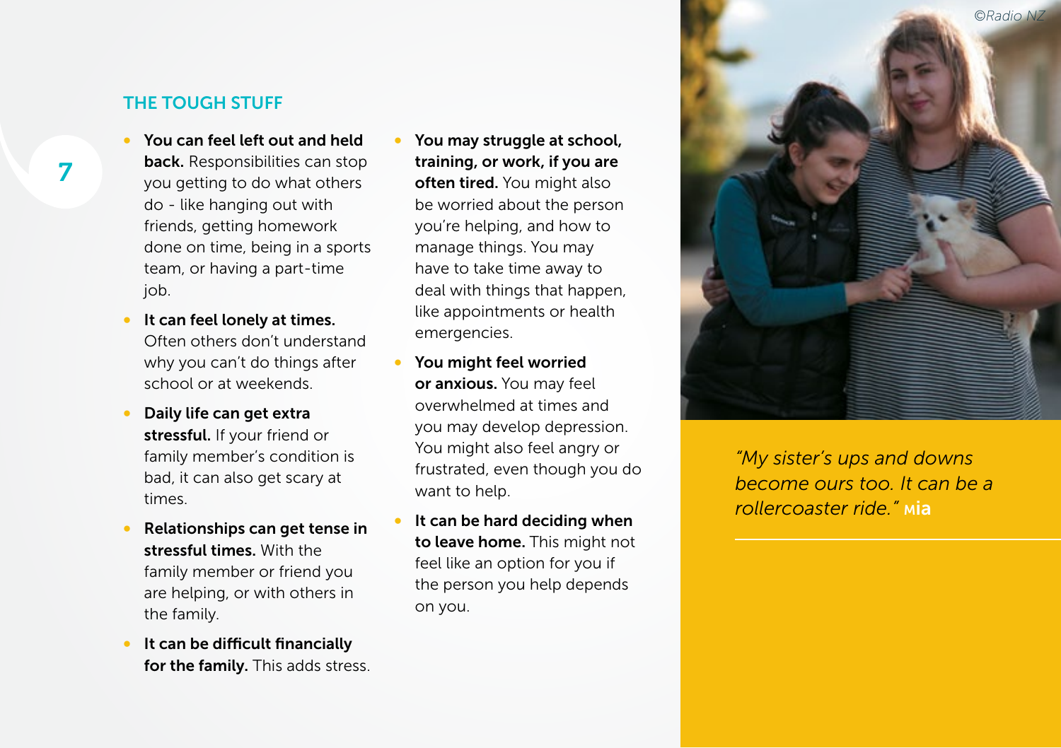## THE TOUGH STUFF

- **You can feel left out and held back.** Responsibilities can stop you getting to do what others do - like hanging out with friends, getting homework done on time, being in a sports team, or having a part-time job.
- **It can feel lonely at times.** Often others don't understand why you can't do things after school or at weekends.
- **Daily life can get extra stressful.** If your friend or family member's condition is bad, it can also get scary at times.
- **Relationships can get tense in stressful times.** With the family member or friend you are helping, or with others in the family.
- **It can be difficult financially for the family.** This adds stress.
- **You may struggle at school, training, or work, if you are often tired.** You might also be worried about the person you're helping, and how to manage things. You may have to take time away to deal with things that happen, like appointments or health emergencies.
- **You might feel worried or anxious.** You may feel overwhelmed at times and you may develop depression. You might also feel angry or frustrated, even though you do want to help.
- **It can be hard deciding when to leave home.** This might not feel like an option for you if the person you help depends on you.

©Radio NZ

*"My sister's ups and downs become ours too. It can be a rollercoaster ride."* **Mia**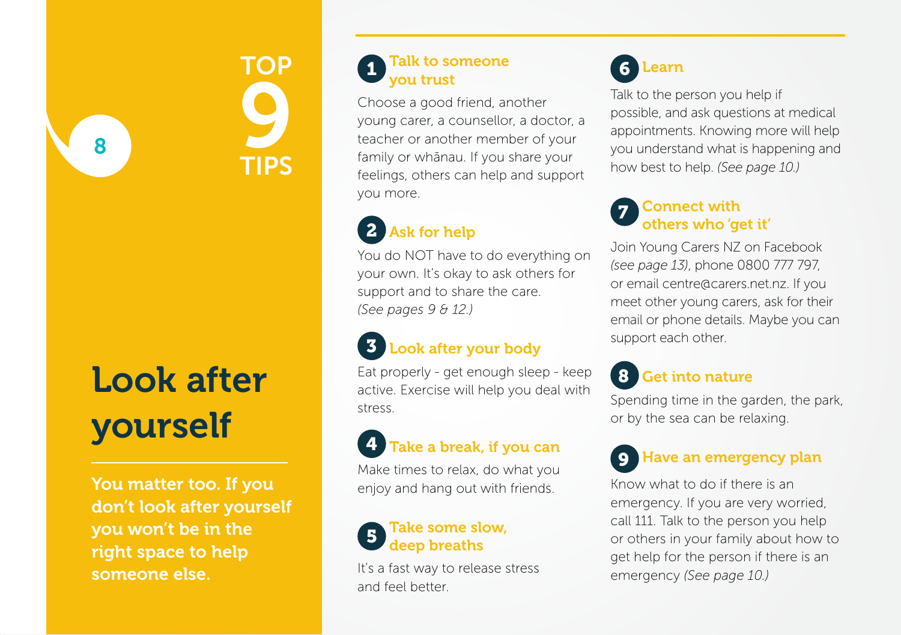# TOP 9 TIPS

# Look after yourself

**You matter too. If you don't look after yourself you won't be in the right space to help someone else.**

### 1 Talk to someone you trust

Choose a good friend, another young carer, a counsellor, a doctor, a teacher or another member of your family or whānau. If you share your feelings, others can help and support you more.

### 2 Ask for help

You do NOT have to do everything on your own. It's okay to ask others for support and to share the care. *(See pages 9 & 12.)*

### 3 Look after your body

Eat properly - get enough sleep - keep active. Exercise will help you deal with stress.

### 4 Take a break, if you can

Make times to relax, do what you enjoy and hang out with friends.

### 5 Take some slow, deep breaths

It's a fast way to release stress and feel better.

### 6 Learn

Talk to the person you help if possible, and ask questions at medical appointments. Knowing more will help you understand what is happening and how best to help. *(See page 10.)*

### 7 Connect with others who 'get it'

Join Young Carers NZ on Facebook *(see page 13)*, phone 0800 777 797, or email centre@carers.net.nz. If you meet other young carers, ask for their email or phone details. Maybe you can support each other.

### 8 Get into nature

Spending time in the garden, the park, or by the sea can be relaxing.

### 9 Have an emergency plan

Know what to do if there is an emergency. If you are very worried, call 111. Talk to the person you help or others in your family about how to get help for the person if there is an emergency *(See page 10.)*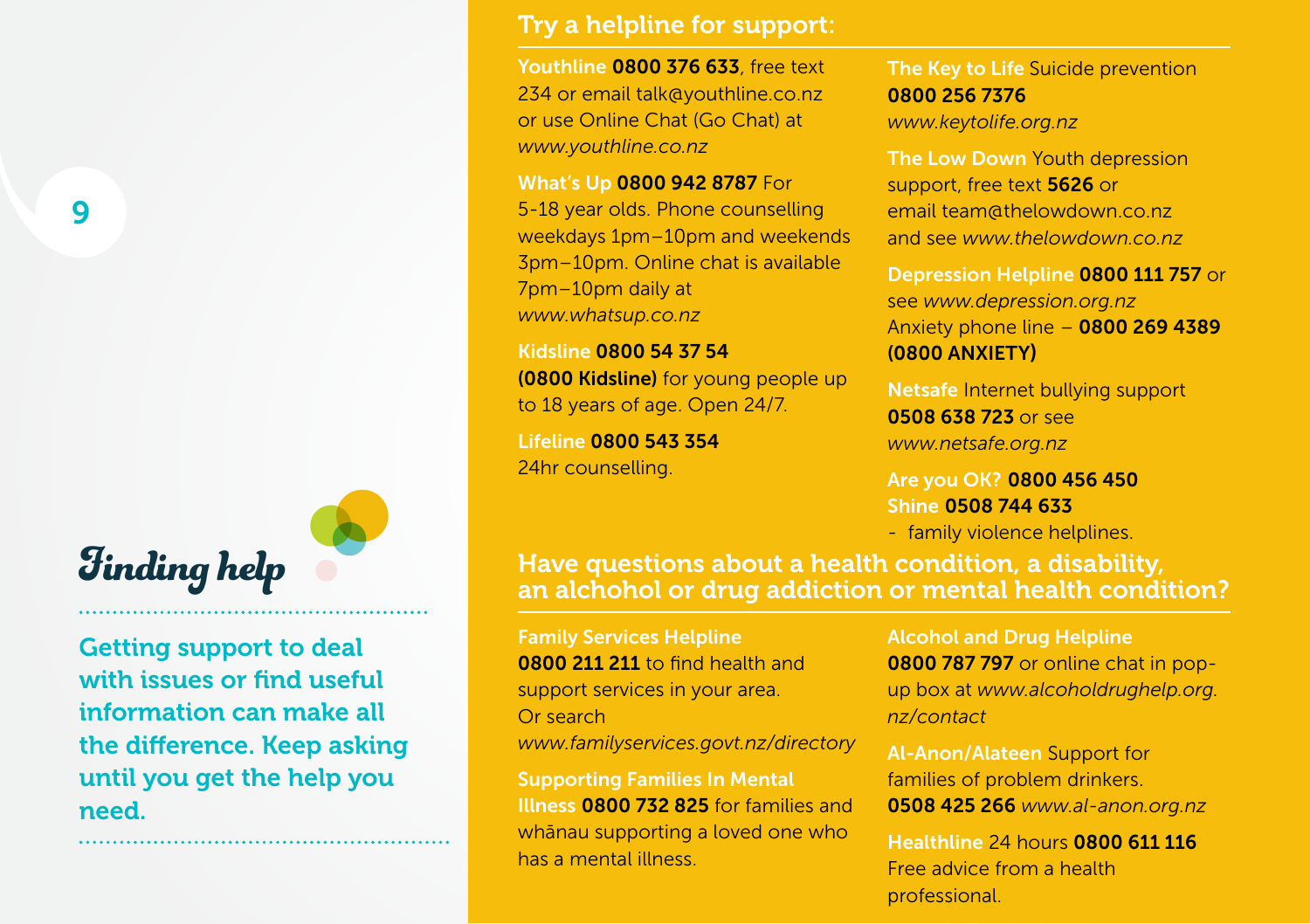# Finding help

**Getting support to deal with issues or find useful information can make all the difference. Keep asking until you get the help you need.**

## Try a helpline for support:

**Youthline 0800 376 633**, free text 234 or email talk@youthline.co.nz or use Online Chat (Go Chat) at *www.youthline.co.nz*

**What's Up 0800 942 8787** For 5-18 year olds. Phone counselling weekdays 1pm–10pm and weekends 3pm–10pm. Online chat is available 7pm–10pm daily at *www.whatsup.co.nz*

**Kidsline 0800 54 37 54 (0800 Kidsline)** for young people up to 18 years of age. Open 24/7.

**Lifeline 0800 543 354** 24hr counselling.

**The Key to Life** Suicide prevention **0800 256 7376** *www.keytolife.org.nz*

**The Low Down** Youth depression support, free text **5626** or email team@thelowdown.co.nz and see *www.thelowdown.co.nz*

**Depression Helpline 0800 111 757** or see *www.depression.org.nz* Anxiety phone line – **0800 269 4389 (0800 ANXIETY)**

**Netsafe** Internet bullying support **0508 638 723** or see *www.netsafe.org.nz*

**Are you OK? 0800 456 450**
**Shine 0508 744 633**
- family violence helplines.

## Have questions about a health condition, a disability, an alchohol or drug addiction or mental health condition?

**Family Services Helpline 0800 211 211** to find health and support services in your area. Or search *www.familyservices.govt.nz/directory*

**Supporting Families In Mental Illness 0800 732 825** for families and whānau supporting a loved one who has a mental illness.

**Alcohol and Drug Helpline 0800 787 797** or online chat in pop-up box at *www.alcoholdrughelp.org.nz/contact*

**Al-Anon/Alateen** Support for families of problem drinkers. **0508 425 266** *www.al-anon.org.nz*

**Healthline** 24 hours **0800 611 116** Free advice from a health professional.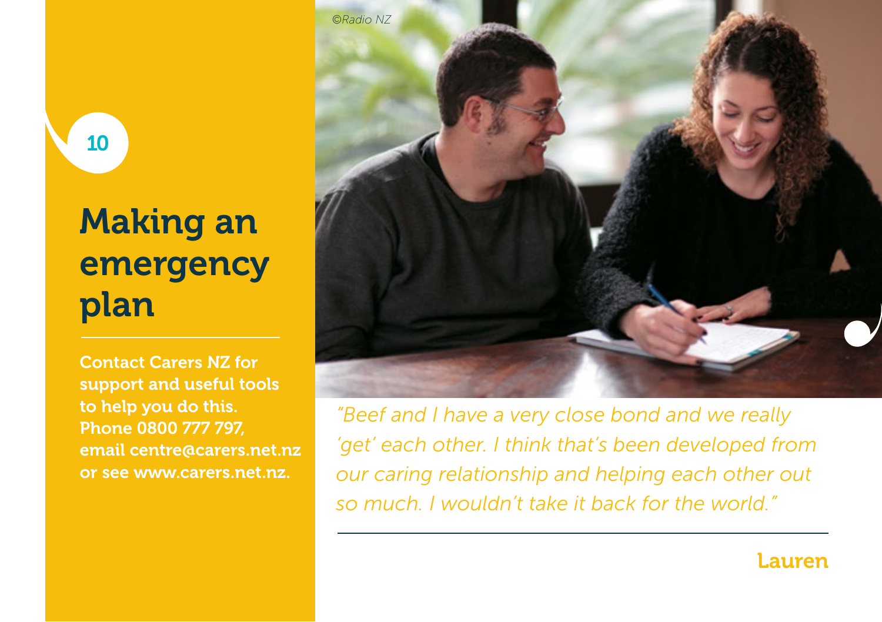# Making an emergency plan

**Contact Carers NZ for support and useful tools to help you do this. Phone 0800 777 797, email centre@carers.net.nz or see www.carers.net.nz.**

©Radio NZ

*"Beef and I have a very close bond and we really 'get' each other. I think that's been developed from our caring relationship and helping each other out so much. I wouldn't take it back for the world."*

**Lauren**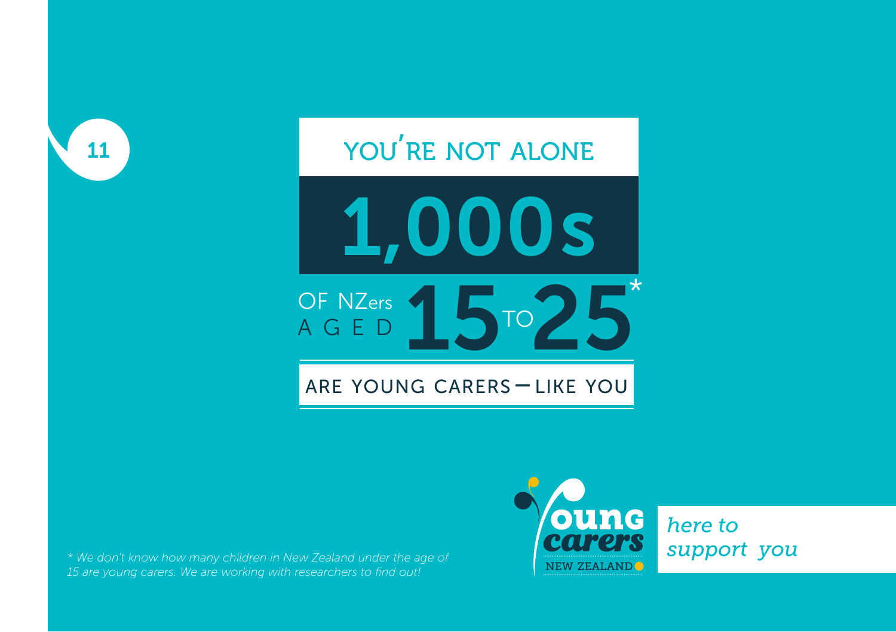# YOU'RE NOT ALONE

## 1,000s

OF NZers AGED **15** TO **25***

ARE YOUNG CARERS – LIKE YOU

*\* We don't know how many children in New Zealand under the age of 15 are young carers. We are working with researchers to find out!*

Young carers NEW ZEALAND

*here to support you*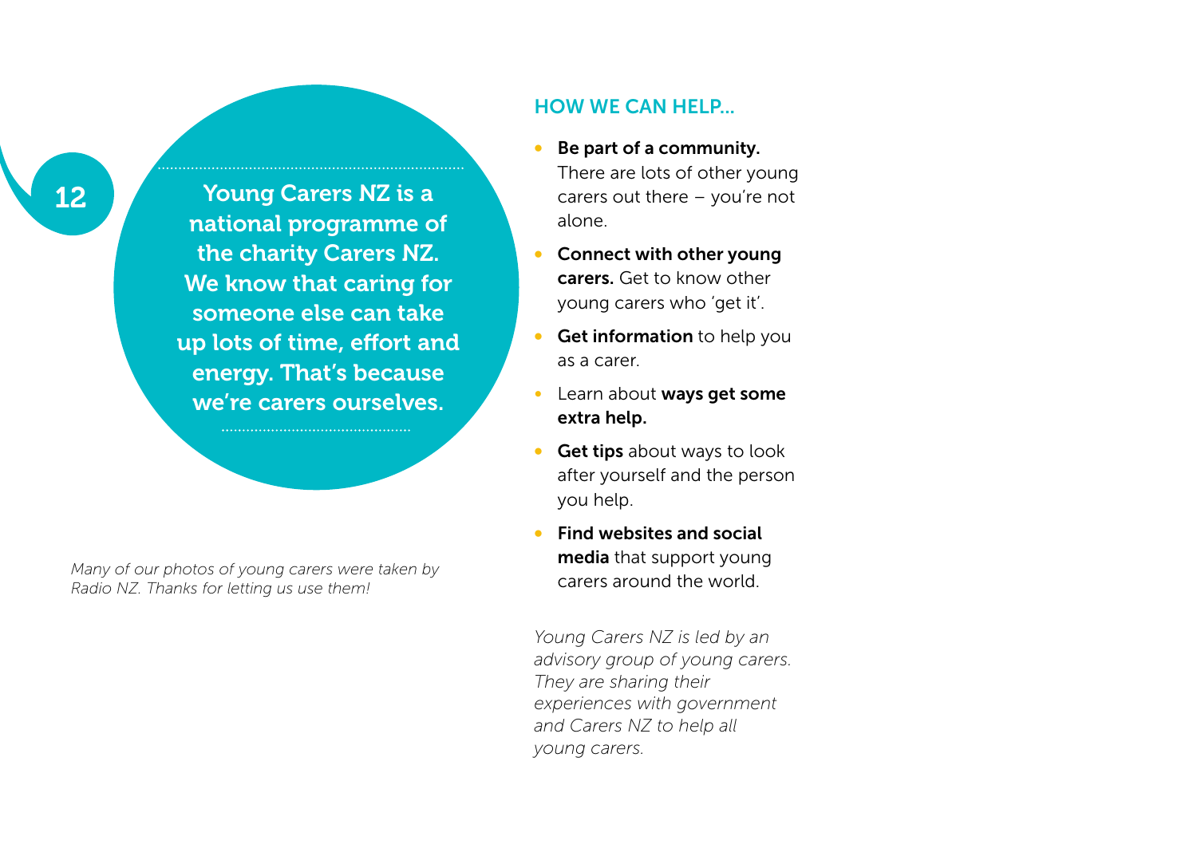**Young Carers NZ is a national programme of the charity Carers NZ. We know that caring for someone else can take up lots of time, effort and energy. That's because we're carers ourselves.**

*Many of our photos of young carers were taken by Radio NZ. Thanks for letting us use them!*

## HOW WE CAN HELP...

- **Be part of a community.** There are lots of other young carers out there – you're not alone.
- **Connect with other young carers.** Get to know other young carers who 'get it'.
- **Get information** to help you as a carer.
- Learn about **ways get some extra help.**
- **Get tips** about ways to look after yourself and the person you help.
- **Find websites and social media** that support young carers around the world.

*Young Carers NZ is led by an advisory group of young carers. They are sharing their experiences with government and Carers NZ to help all young carers.*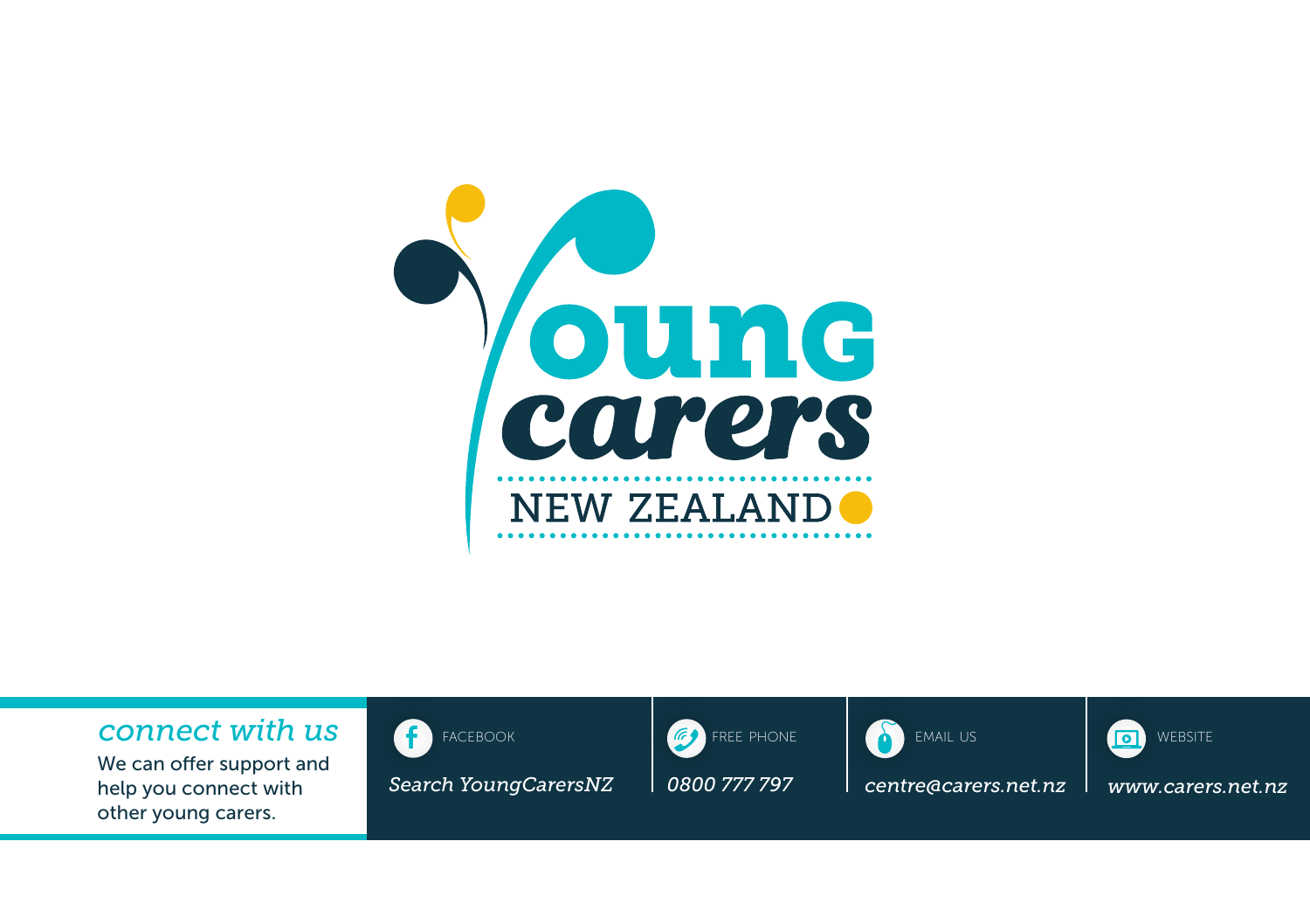Young carers

NEW ZEALAND

## *connect with us*

We can offer support and help you connect with other young carers.

FACEBOOK

*Search YoungCarersNZ*

FREE PHONE

*0800 777 797*

EMAIL US

*centre@carers.net.nz*

WEBSITE

*www.carers.net.nz*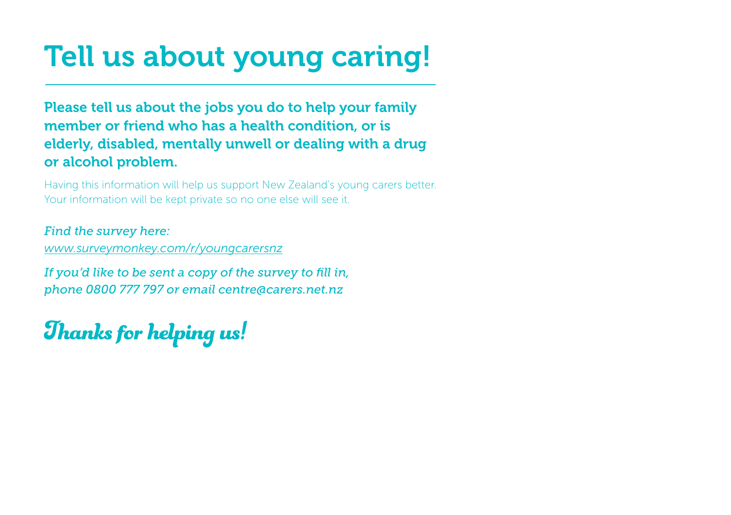# Tell us about young caring!

**Please tell us about the jobs you do to help your family member or friend who has a health condition, or is elderly, disabled, mentally unwell or dealing with a drug or alcohol problem.**

Having this information will help us support New Zealand's young carers better. Your information will be kept private so no one else will see it.

*Find the survey here:*
*www.surveymonkey.com/r/youngcarersnz*

*If you'd like to be sent a copy of the survey to fill in, phone 0800 777 797 or email centre@carers.net.nz*

## Thanks for helping us!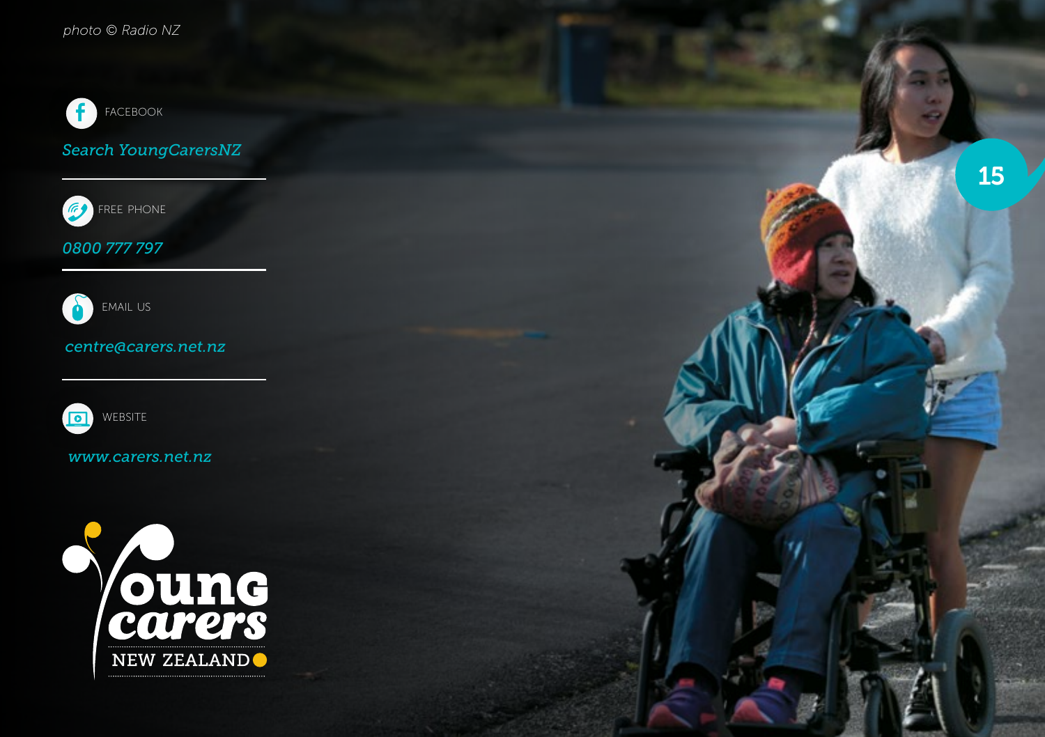*photo © Radio NZ*

FACEBOOK

*Search YoungCarersNZ*

---

FREE PHONE

*0800 777 797*

---

EMAIL US

*centre@carers.net.nz*

---

WEBSITE

*www.carers.net.nz*

Young carers NEW ZEALAND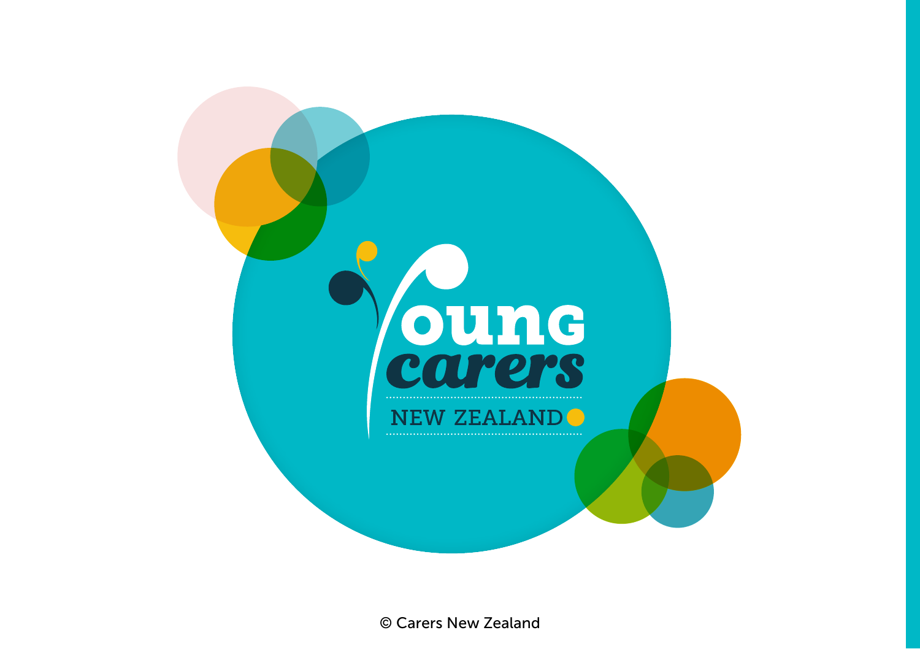Young carers

NEW ZEALAND

© Carers New Zealand